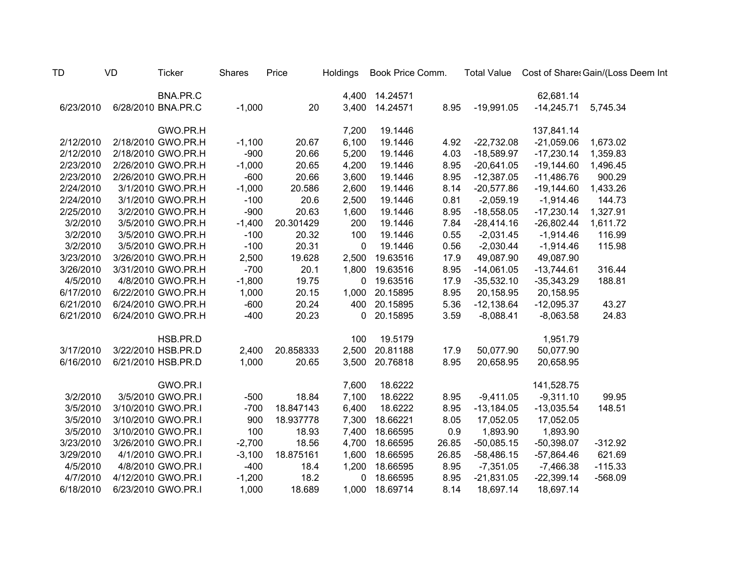| TD | VD | Ticker | Shares | Price | Holdings | Book Price | Comm. | Total Value | Cost of Shares | Gain/(Loss | Deem Int |
|---|---|---|---|---|---|---|---|---|---|---|---|
| | | BNA.PR.C | | | 4,400 | 14.24571 | | | 62,681.14 | | |
| 6/23/2010 | 6/28/2010 | BNA.PR.C | -1,000 | 20 | 3,400 | 14.24571 | 8.95 | -19,991.05 | -14,245.71 | 5,745.34 | |
| | | | | | | | | | | | |
| | | GWO.PR.H | | | 7,200 | 19.1446 | | | 137,841.14 | | |
| 2/12/2010 | 2/18/2010 | GWO.PR.H | -1,100 | 20.67 | 6,100 | 19.1446 | 4.92 | -22,732.08 | -21,059.06 | 1,673.02 | |
| 2/12/2010 | 2/18/2010 | GWO.PR.H | -900 | 20.66 | 5,200 | 19.1446 | 4.03 | -18,589.97 | -17,230.14 | 1,359.83 | |
| 2/23/2010 | 2/26/2010 | GWO.PR.H | -1,000 | 20.65 | 4,200 | 19.1446 | 8.95 | -20,641.05 | -19,144.60 | 1,496.45 | |
| 2/23/2010 | 2/26/2010 | GWO.PR.H | -600 | 20.66 | 3,600 | 19.1446 | 8.95 | -12,387.05 | -11,486.76 | 900.29 | |
| 2/24/2010 | 3/1/2010 | GWO.PR.H | -1,000 | 20.586 | 2,600 | 19.1446 | 8.14 | -20,577.86 | -19,144.60 | 1,433.26 | |
| 2/24/2010 | 3/1/2010 | GWO.PR.H | -100 | 20.6 | 2,500 | 19.1446 | 0.81 | -2,059.19 | -1,914.46 | 144.73 | |
| 2/25/2010 | 3/2/2010 | GWO.PR.H | -900 | 20.63 | 1,600 | 19.1446 | 8.95 | -18,558.05 | -17,230.14 | 1,327.91 | |
| 3/2/2010 | 3/5/2010 | GWO.PR.H | -1,400 | 20.301429 | 200 | 19.1446 | 7.84 | -28,414.16 | -26,802.44 | 1,611.72 | |
| 3/2/2010 | 3/5/2010 | GWO.PR.H | -100 | 20.32 | 100 | 19.1446 | 0.55 | -2,031.45 | -1,914.46 | 116.99 | |
| 3/2/2010 | 3/5/2010 | GWO.PR.H | -100 | 20.31 | 0 | 19.1446 | 0.56 | -2,030.44 | -1,914.46 | 115.98 | |
| 3/23/2010 | 3/26/2010 | GWO.PR.H | 2,500 | 19.628 | 2,500 | 19.63516 | 17.9 | 49,087.90 | 49,087.90 | | |
| 3/26/2010 | 3/31/2010 | GWO.PR.H | -700 | 20.1 | 1,800 | 19.63516 | 8.95 | -14,061.05 | -13,744.61 | 316.44 | |
| 4/5/2010 | 4/8/2010 | GWO.PR.H | -1,800 | 19.75 | 0 | 19.63516 | 17.9 | -35,532.10 | -35,343.29 | 188.81 | |
| 6/17/2010 | 6/22/2010 | GWO.PR.H | 1,000 | 20.15 | 1,000 | 20.15895 | 8.95 | 20,158.95 | 20,158.95 | | |
| 6/21/2010 | 6/24/2010 | GWO.PR.H | -600 | 20.24 | 400 | 20.15895 | 5.36 | -12,138.64 | -12,095.37 | 43.27 | |
| 6/21/2010 | 6/24/2010 | GWO.PR.H | -400 | 20.23 | 0 | 20.15895 | 3.59 | -8,088.41 | -8,063.58 | 24.83 | |
| | | | | | | | | | | | |
| | | HSB.PR.D | | | 100 | 19.5179 | | | 1,951.79 | | |
| 3/17/2010 | 3/22/2010 | HSB.PR.D | 2,400 | 20.858333 | 2,500 | 20.81188 | 17.9 | 50,077.90 | 50,077.90 | | |
| 6/16/2010 | 6/21/2010 | HSB.PR.D | 1,000 | 20.65 | 3,500 | 20.76818 | 8.95 | 20,658.95 | 20,658.95 | | |
| | | | | | | | | | | | |
| | | GWO.PR.I | | | 7,600 | 18.6222 | | | 141,528.75 | | |
| 3/2/2010 | 3/5/2010 | GWO.PR.I | -500 | 18.84 | 7,100 | 18.6222 | 8.95 | -9,411.05 | -9,311.10 | 99.95 | |
| 3/5/2010 | 3/10/2010 | GWO.PR.I | -700 | 18.847143 | 6,400 | 18.6222 | 8.95 | -13,184.05 | -13,035.54 | 148.51 | |
| 3/5/2010 | 3/10/2010 | GWO.PR.I | 900 | 18.937778 | 7,300 | 18.66221 | 8.05 | 17,052.05 | 17,052.05 | | |
| 3/5/2010 | 3/10/2010 | GWO.PR.I | 100 | 18.93 | 7,400 | 18.66595 | 0.9 | 1,893.90 | 1,893.90 | | |
| 3/23/2010 | 3/26/2010 | GWO.PR.I | -2,700 | 18.56 | 4,700 | 18.66595 | 26.85 | -50,085.15 | -50,398.07 | -312.92 | |
| 3/29/2010 | 4/1/2010 | GWO.PR.I | -3,100 | 18.875161 | 1,600 | 18.66595 | 26.85 | -58,486.15 | -57,864.46 | 621.69 | |
| 4/5/2010 | 4/8/2010 | GWO.PR.I | -400 | 18.4 | 1,200 | 18.66595 | 8.95 | -7,351.05 | -7,466.38 | -115.33 | |
| 4/7/2010 | 4/12/2010 | GWO.PR.I | -1,200 | 18.2 | 0 | 18.66595 | 8.95 | -21,831.05 | -22,399.14 | -568.09 | |
| 6/18/2010 | 6/23/2010 | GWO.PR.I | 1,000 | 18.689 | 1,000 | 18.69714 | 8.14 | 18,697.14 | 18,697.14 | | |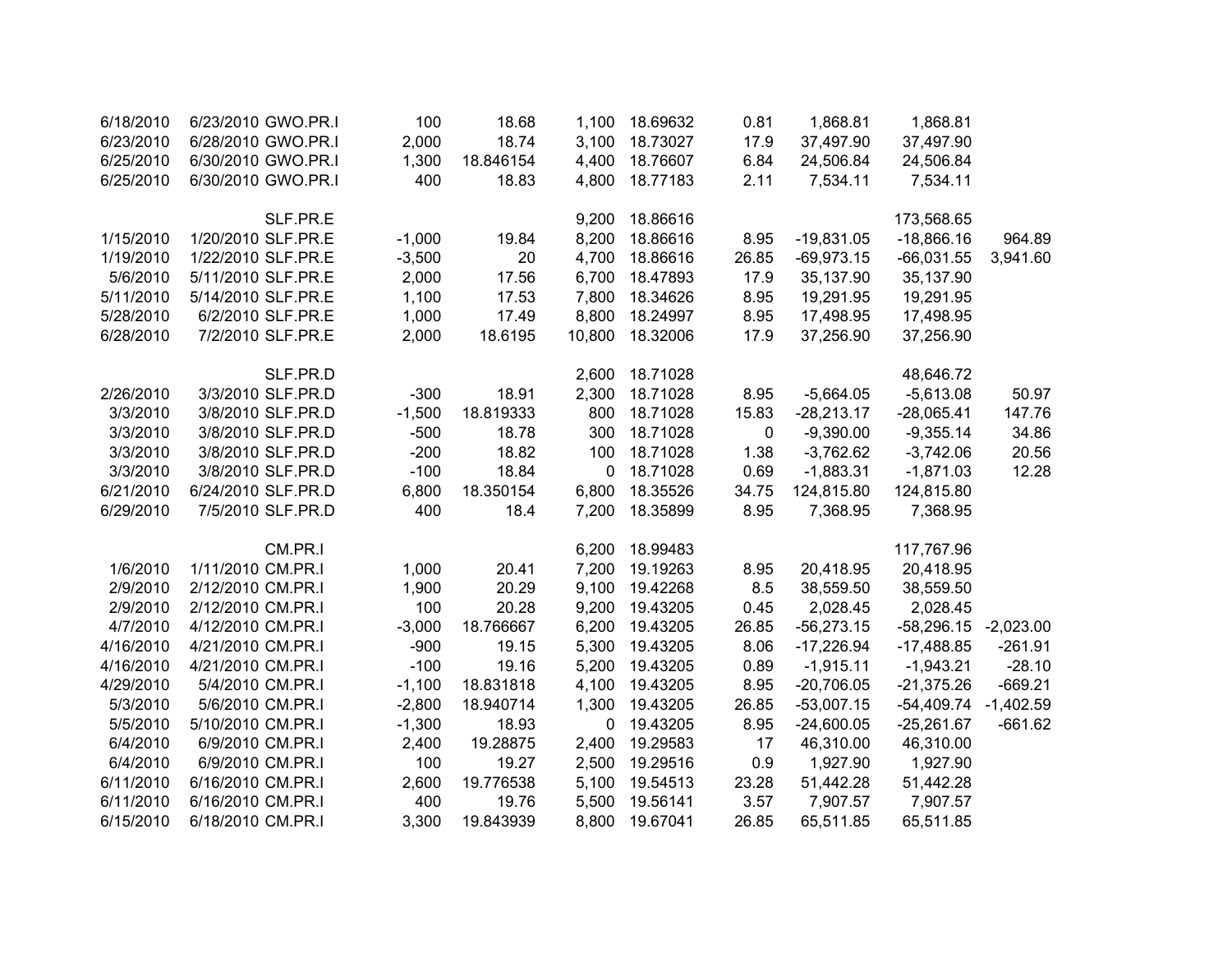| | | | | | | | | | | |
|---|---|---|---|---|---|---|---|---|---|---|
| 6/18/2010 | 6/23/2010 | GWO.PR.I | 100 | 18.68 | 1,100 | 18.69632 | 0.81 | 1,868.81 | 1,868.81 | |
| 6/23/2010 | 6/28/2010 | GWO.PR.I | 2,000 | 18.74 | 3,100 | 18.73027 | 17.9 | 37,497.90 | 37,497.90 | |
| 6/25/2010 | 6/30/2010 | GWO.PR.I | 1,300 | 18.846154 | 4,400 | 18.76607 | 6.84 | 24,506.84 | 24,506.84 | |
| 6/25/2010 | 6/30/2010 | GWO.PR.I | 400 | 18.83 | 4,800 | 18.77183 | 2.11 | 7,534.11 | 7,534.11 | |
| | | | | | | | | | | |
| | | SLF.PR.E | | | 9,200 | 18.86616 | | | 173,568.65 | |
| 1/15/2010 | 1/20/2010 | SLF.PR.E | -1,000 | 19.84 | 8,200 | 18.86616 | 8.95 | -19,831.05 | -18,866.16 | 964.89 |
| 1/19/2010 | 1/22/2010 | SLF.PR.E | -3,500 | 20 | 4,700 | 18.86616 | 26.85 | -69,973.15 | -66,031.55 | 3,941.60 |
| 5/6/2010 | 5/11/2010 | SLF.PR.E | 2,000 | 17.56 | 6,700 | 18.47893 | 17.9 | 35,137.90 | 35,137.90 | |
| 5/11/2010 | 5/14/2010 | SLF.PR.E | 1,100 | 17.53 | 7,800 | 18.34626 | 8.95 | 19,291.95 | 19,291.95 | |
| 5/28/2010 | 6/2/2010 | SLF.PR.E | 1,000 | 17.49 | 8,800 | 18.24997 | 8.95 | 17,498.95 | 17,498.95 | |
| 6/28/2010 | 7/2/2010 | SLF.PR.E | 2,000 | 18.6195 | 10,800 | 18.32006 | 17.9 | 37,256.90 | 37,256.90 | |
| | | | | | | | | | | |
| | | SLF.PR.D | | | 2,600 | 18.71028 | | | 48,646.72 | |
| 2/26/2010 | 3/3/2010 | SLF.PR.D | -300 | 18.91 | 2,300 | 18.71028 | 8.95 | -5,664.05 | -5,613.08 | 50.97 |
| 3/3/2010 | 3/8/2010 | SLF.PR.D | -1,500 | 18.819333 | 800 | 18.71028 | 15.83 | -28,213.17 | -28,065.41 | 147.76 |
| 3/3/2010 | 3/8/2010 | SLF.PR.D | -500 | 18.78 | 300 | 18.71028 | 0 | -9,390.00 | -9,355.14 | 34.86 |
| 3/3/2010 | 3/8/2010 | SLF.PR.D | -200 | 18.82 | 100 | 18.71028 | 1.38 | -3,762.62 | -3,742.06 | 20.56 |
| 3/3/2010 | 3/8/2010 | SLF.PR.D | -100 | 18.84 | 0 | 18.71028 | 0.69 | -1,883.31 | -1,871.03 | 12.28 |
| 6/21/2010 | 6/24/2010 | SLF.PR.D | 6,800 | 18.350154 | 6,800 | 18.35526 | 34.75 | 124,815.80 | 124,815.80 | |
| 6/29/2010 | 7/5/2010 | SLF.PR.D | 400 | 18.4 | 7,200 | 18.35899 | 8.95 | 7,368.95 | 7,368.95 | |
| | | | | | | | | | | |
| | | CM.PR.I | | | 6,200 | 18.99483 | | | 117,767.96 | |
| 1/6/2010 | 1/11/2010 | CM.PR.I | 1,000 | 20.41 | 7,200 | 19.19263 | 8.95 | 20,418.95 | 20,418.95 | |
| 2/9/2010 | 2/12/2010 | CM.PR.I | 1,900 | 20.29 | 9,100 | 19.42268 | 8.5 | 38,559.50 | 38,559.50 | |
| 2/9/2010 | 2/12/2010 | CM.PR.I | 100 | 20.28 | 9,200 | 19.43205 | 0.45 | 2,028.45 | 2,028.45 | |
| 4/7/2010 | 4/12/2010 | CM.PR.I | -3,000 | 18.766667 | 6,200 | 19.43205 | 26.85 | -56,273.15 | -58,296.15 | -2,023.00 |
| 4/16/2010 | 4/21/2010 | CM.PR.I | -900 | 19.15 | 5,300 | 19.43205 | 8.06 | -17,226.94 | -17,488.85 | -261.91 |
| 4/16/2010 | 4/21/2010 | CM.PR.I | -100 | 19.16 | 5,200 | 19.43205 | 0.89 | -1,915.11 | -1,943.21 | -28.10 |
| 4/29/2010 | 5/4/2010 | CM.PR.I | -1,100 | 18.831818 | 4,100 | 19.43205 | 8.95 | -20,706.05 | -21,375.26 | -669.21 |
| 5/3/2010 | 5/6/2010 | CM.PR.I | -2,800 | 18.940714 | 1,300 | 19.43205 | 26.85 | -53,007.15 | -54,409.74 | -1,402.59 |
| 5/5/2010 | 5/10/2010 | CM.PR.I | -1,300 | 18.93 | 0 | 19.43205 | 8.95 | -24,600.05 | -25,261.67 | -661.62 |
| 6/4/2010 | 6/9/2010 | CM.PR.I | 2,400 | 19.28875 | 2,400 | 19.29583 | 17 | 46,310.00 | 46,310.00 | |
| 6/4/2010 | 6/9/2010 | CM.PR.I | 100 | 19.27 | 2,500 | 19.29516 | 0.9 | 1,927.90 | 1,927.90 | |
| 6/11/2010 | 6/16/2010 | CM.PR.I | 2,600 | 19.776538 | 5,100 | 19.54513 | 23.28 | 51,442.28 | 51,442.28 | |
| 6/11/2010 | 6/16/2010 | CM.PR.I | 400 | 19.76 | 5,500 | 19.56141 | 3.57 | 7,907.57 | 7,907.57 | |
| 6/15/2010 | 6/18/2010 | CM.PR.I | 3,300 | 19.843939 | 8,800 | 19.67041 | 26.85 | 65,511.85 | 65,511.85 | |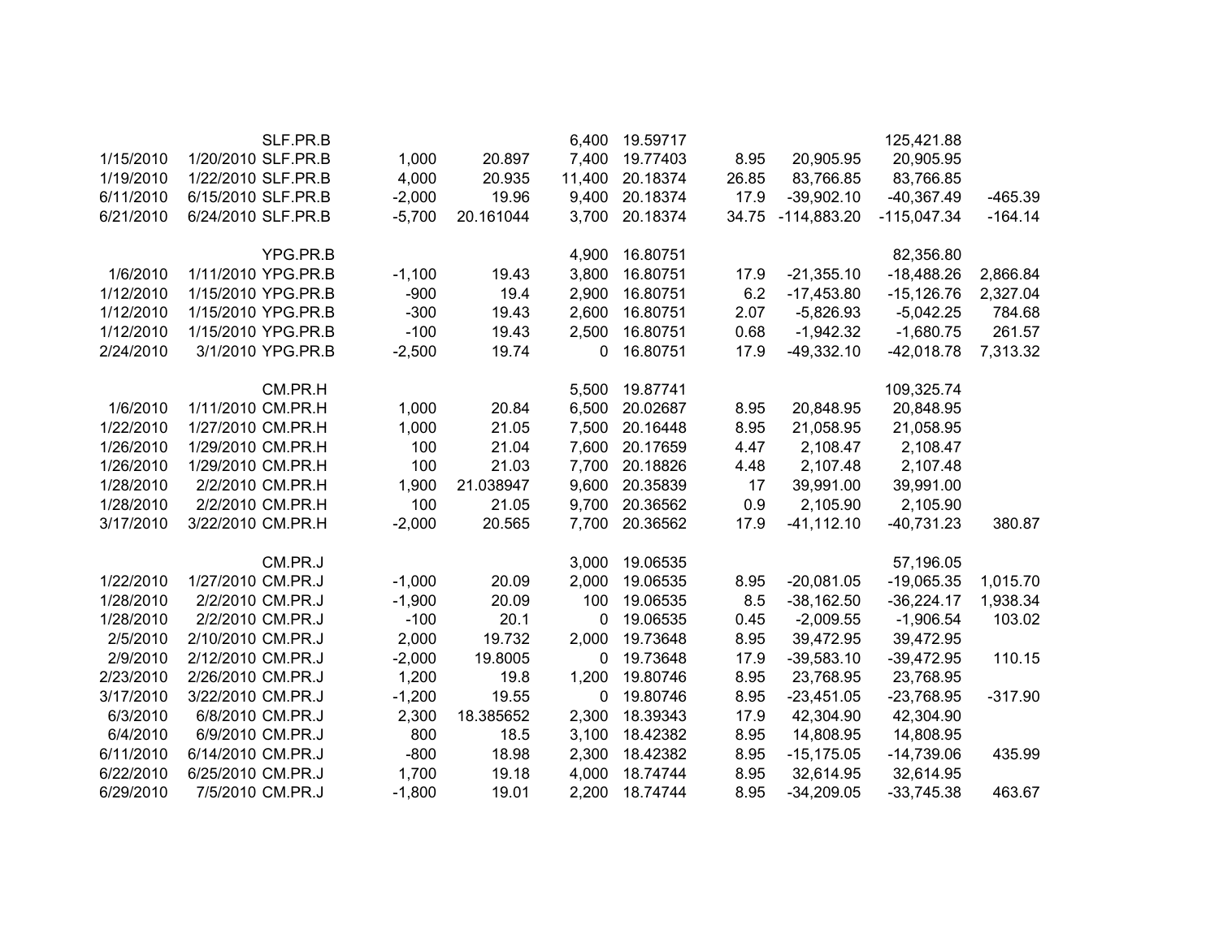| | | | | | | | | | | |
|---|---|---|---|---|---|---|---|---|---|---|
| | | SLF.PR.B | | | 6,400 | 19.59717 | | | 125,421.88 | |
| 1/15/2010 | 1/20/2010 | SLF.PR.B | 1,000 | 20.897 | 7,400 | 19.77403 | 8.95 | 20,905.95 | 20,905.95 | |
| 1/19/2010 | 1/22/2010 | SLF.PR.B | 4,000 | 20.935 | 11,400 | 20.18374 | 26.85 | 83,766.85 | 83,766.85 | |
| 6/11/2010 | 6/15/2010 | SLF.PR.B | -2,000 | 19.96 | 9,400 | 20.18374 | 17.9 | -39,902.10 | -40,367.49 | -465.39 |
| 6/21/2010 | 6/24/2010 | SLF.PR.B | -5,700 | 20.161044 | 3,700 | 20.18374 | 34.75 | -114,883.20 | -115,047.34 | -164.14 |
| | | | | | | | | | | |
| | | YPG.PR.B | | | 4,900 | 16.80751 | | | 82,356.80 | |
| 1/6/2010 | 1/11/2010 | YPG.PR.B | -1,100 | 19.43 | 3,800 | 16.80751 | 17.9 | -21,355.10 | -18,488.26 | 2,866.84 |
| 1/12/2010 | 1/15/2010 | YPG.PR.B | -900 | 19.4 | 2,900 | 16.80751 | 6.2 | -17,453.80 | -15,126.76 | 2,327.04 |
| 1/12/2010 | 1/15/2010 | YPG.PR.B | -300 | 19.43 | 2,600 | 16.80751 | 2.07 | -5,826.93 | -5,042.25 | 784.68 |
| 1/12/2010 | 1/15/2010 | YPG.PR.B | -100 | 19.43 | 2,500 | 16.80751 | 0.68 | -1,942.32 | -1,680.75 | 261.57 |
| 2/24/2010 | 3/1/2010 | YPG.PR.B | -2,500 | 19.74 | 0 | 16.80751 | 17.9 | -49,332.10 | -42,018.78 | 7,313.32 |
| | | | | | | | | | | |
| | | CM.PR.H | | | 5,500 | 19.87741 | | | 109,325.74 | |
| 1/6/2010 | 1/11/2010 | CM.PR.H | 1,000 | 20.84 | 6,500 | 20.02687 | 8.95 | 20,848.95 | 20,848.95 | |
| 1/22/2010 | 1/27/2010 | CM.PR.H | 1,000 | 21.05 | 7,500 | 20.16448 | 8.95 | 21,058.95 | 21,058.95 | |
| 1/26/2010 | 1/29/2010 | CM.PR.H | 100 | 21.04 | 7,600 | 20.17659 | 4.47 | 2,108.47 | 2,108.47 | |
| 1/26/2010 | 1/29/2010 | CM.PR.H | 100 | 21.03 | 7,700 | 20.18826 | 4.48 | 2,107.48 | 2,107.48 | |
| 1/28/2010 | 2/2/2010 | CM.PR.H | 1,900 | 21.038947 | 9,600 | 20.35839 | 17 | 39,991.00 | 39,991.00 | |
| 1/28/2010 | 2/2/2010 | CM.PR.H | 100 | 21.05 | 9,700 | 20.36562 | 0.9 | 2,105.90 | 2,105.90 | |
| 3/17/2010 | 3/22/2010 | CM.PR.H | -2,000 | 20.565 | 7,700 | 20.36562 | 17.9 | -41,112.10 | -40,731.23 | 380.87 |
| | | | | | | | | | | |
| | | CM.PR.J | | | 3,000 | 19.06535 | | | 57,196.05 | |
| 1/22/2010 | 1/27/2010 | CM.PR.J | -1,000 | 20.09 | 2,000 | 19.06535 | 8.95 | -20,081.05 | -19,065.35 | 1,015.70 |
| 1/28/2010 | 2/2/2010 | CM.PR.J | -1,900 | 20.09 | 100 | 19.06535 | 8.5 | -38,162.50 | -36,224.17 | 1,938.34 |
| 1/28/2010 | 2/2/2010 | CM.PR.J | -100 | 20.1 | 0 | 19.06535 | 0.45 | -2,009.55 | -1,906.54 | 103.02 |
| 2/5/2010 | 2/10/2010 | CM.PR.J | 2,000 | 19.732 | 2,000 | 19.73648 | 8.95 | 39,472.95 | 39,472.95 | |
| 2/9/2010 | 2/12/2010 | CM.PR.J | -2,000 | 19.8005 | 0 | 19.73648 | 17.9 | -39,583.10 | -39,472.95 | 110.15 |
| 2/23/2010 | 2/26/2010 | CM.PR.J | 1,200 | 19.8 | 1,200 | 19.80746 | 8.95 | 23,768.95 | 23,768.95 | |
| 3/17/2010 | 3/22/2010 | CM.PR.J | -1,200 | 19.55 | 0 | 19.80746 | 8.95 | -23,451.05 | -23,768.95 | -317.90 |
| 6/3/2010 | 6/8/2010 | CM.PR.J | 2,300 | 18.385652 | 2,300 | 18.39343 | 17.9 | 42,304.90 | 42,304.90 | |
| 6/4/2010 | 6/9/2010 | CM.PR.J | 800 | 18.5 | 3,100 | 18.42382 | 8.95 | 14,808.95 | 14,808.95 | |
| 6/11/2010 | 6/14/2010 | CM.PR.J | -800 | 18.98 | 2,300 | 18.42382 | 8.95 | -15,175.05 | -14,739.06 | 435.99 |
| 6/22/2010 | 6/25/2010 | CM.PR.J | 1,700 | 19.18 | 4,000 | 18.74744 | 8.95 | 32,614.95 | 32,614.95 | |
| 6/29/2010 | 7/5/2010 | CM.PR.J | -1,800 | 19.01 | 2,200 | 18.74744 | 8.95 | -34,209.05 | -33,745.38 | 463.67 |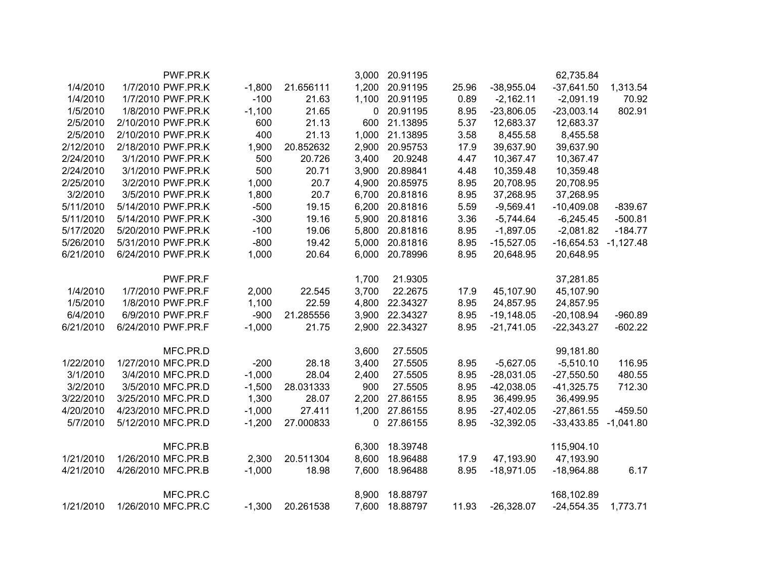| | | | | | | | | | | |
|---|---|---|---|---|---|---|---|---|---|---|
| | | PWF.PR.K | | | 3,000 | 20.91195 | | | 62,735.84 | |
| 1/4/2010 | 1/7/2010 | PWF.PR.K | -1,800 | 21.656111 | 1,200 | 20.91195 | 25.96 | -38,955.04 | -37,641.50 | 1,313.54 |
| 1/4/2010 | 1/7/2010 | PWF.PR.K | -100 | 21.63 | 1,100 | 20.91195 | 0.89 | -2,162.11 | -2,091.19 | 70.92 |
| 1/5/2010 | 1/8/2010 | PWF.PR.K | -1,100 | 21.65 | 0 | 20.91195 | 8.95 | -23,806.05 | -23,003.14 | 802.91 |
| 2/5/2010 | 2/10/2010 | PWF.PR.K | 600 | 21.13 | 600 | 21.13895 | 5.37 | 12,683.37 | 12,683.37 | |
| 2/5/2010 | 2/10/2010 | PWF.PR.K | 400 | 21.13 | 1,000 | 21.13895 | 3.58 | 8,455.58 | 8,455.58 | |
| 2/12/2010 | 2/18/2010 | PWF.PR.K | 1,900 | 20.852632 | 2,900 | 20.95753 | 17.9 | 39,637.90 | 39,637.90 | |
| 2/24/2010 | 3/1/2010 | PWF.PR.K | 500 | 20.726 | 3,400 | 20.9248 | 4.47 | 10,367.47 | 10,367.47 | |
| 2/24/2010 | 3/1/2010 | PWF.PR.K | 500 | 20.71 | 3,900 | 20.89841 | 4.48 | 10,359.48 | 10,359.48 | |
| 2/25/2010 | 3/2/2010 | PWF.PR.K | 1,000 | 20.7 | 4,900 | 20.85975 | 8.95 | 20,708.95 | 20,708.95 | |
| 3/2/2010 | 3/5/2010 | PWF.PR.K | 1,800 | 20.7 | 6,700 | 20.81816 | 8.95 | 37,268.95 | 37,268.95 | |
| 5/11/2010 | 5/14/2010 | PWF.PR.K | -500 | 19.15 | 6,200 | 20.81816 | 5.59 | -9,569.41 | -10,409.08 | -839.67 |
| 5/11/2010 | 5/14/2010 | PWF.PR.K | -300 | 19.16 | 5,900 | 20.81816 | 3.36 | -5,744.64 | -6,245.45 | -500.81 |
| 5/17/2020 | 5/20/2010 | PWF.PR.K | -100 | 19.06 | 5,800 | 20.81816 | 8.95 | -1,897.05 | -2,081.82 | -184.77 |
| 5/26/2010 | 5/31/2010 | PWF.PR.K | -800 | 19.42 | 5,000 | 20.81816 | 8.95 | -15,527.05 | -16,654.53 | -1,127.48 |
| 6/21/2010 | 6/24/2010 | PWF.PR.K | 1,000 | 20.64 | 6,000 | 20.78996 | 8.95 | 20,648.95 | 20,648.95 | |
| | | | | | | | | | | |
| | | PWF.PR.F | | | 1,700 | 21.9305 | | | 37,281.85 | |
| 1/4/2010 | 1/7/2010 | PWF.PR.F | 2,000 | 22.545 | 3,700 | 22.2675 | 17.9 | 45,107.90 | 45,107.90 | |
| 1/5/2010 | 1/8/2010 | PWF.PR.F | 1,100 | 22.59 | 4,800 | 22.34327 | 8.95 | 24,857.95 | 24,857.95 | |
| 6/4/2010 | 6/9/2010 | PWF.PR.F | -900 | 21.285556 | 3,900 | 22.34327 | 8.95 | -19,148.05 | -20,108.94 | -960.89 |
| 6/21/2010 | 6/24/2010 | PWF.PR.F | -1,000 | 21.75 | 2,900 | 22.34327 | 8.95 | -21,741.05 | -22,343.27 | -602.22 |
| | | | | | | | | | | |
| | | MFC.PR.D | | | 3,600 | 27.5505 | | | 99,181.80 | |
| 1/22/2010 | 1/27/2010 | MFC.PR.D | -200 | 28.18 | 3,400 | 27.5505 | 8.95 | -5,627.05 | -5,510.10 | 116.95 |
| 3/1/2010 | 3/4/2010 | MFC.PR.D | -1,000 | 28.04 | 2,400 | 27.5505 | 8.95 | -28,031.05 | -27,550.50 | 480.55 |
| 3/2/2010 | 3/5/2010 | MFC.PR.D | -1,500 | 28.031333 | 900 | 27.5505 | 8.95 | -42,038.05 | -41,325.75 | 712.30 |
| 3/22/2010 | 3/25/2010 | MFC.PR.D | 1,300 | 28.07 | 2,200 | 27.86155 | 8.95 | 36,499.95 | 36,499.95 | |
| 4/20/2010 | 4/23/2010 | MFC.PR.D | -1,000 | 27.411 | 1,200 | 27.86155 | 8.95 | -27,402.05 | -27,861.55 | -459.50 |
| 5/7/2010 | 5/12/2010 | MFC.PR.D | -1,200 | 27.000833 | 0 | 27.86155 | 8.95 | -32,392.05 | -33,433.85 | -1,041.80 |
| | | | | | | | | | | |
| | | MFC.PR.B | | | 6,300 | 18.39748 | | | 115,904.10 | |
| 1/21/2010 | 1/26/2010 | MFC.PR.B | 2,300 | 20.511304 | 8,600 | 18.96488 | 17.9 | 47,193.90 | 47,193.90 | |
| 4/21/2010 | 4/26/2010 | MFC.PR.B | -1,000 | 18.98 | 7,600 | 18.96488 | 8.95 | -18,971.05 | -18,964.88 | 6.17 |
| | | | | | | | | | | |
| | | MFC.PR.C | | | 8,900 | 18.88797 | | | 168,102.89 | |
| 1/21/2010 | 1/26/2010 | MFC.PR.C | -1,300 | 20.261538 | 7,600 | 18.88797 | 11.93 | -26,328.07 | -24,554.35 | 1,773.71 |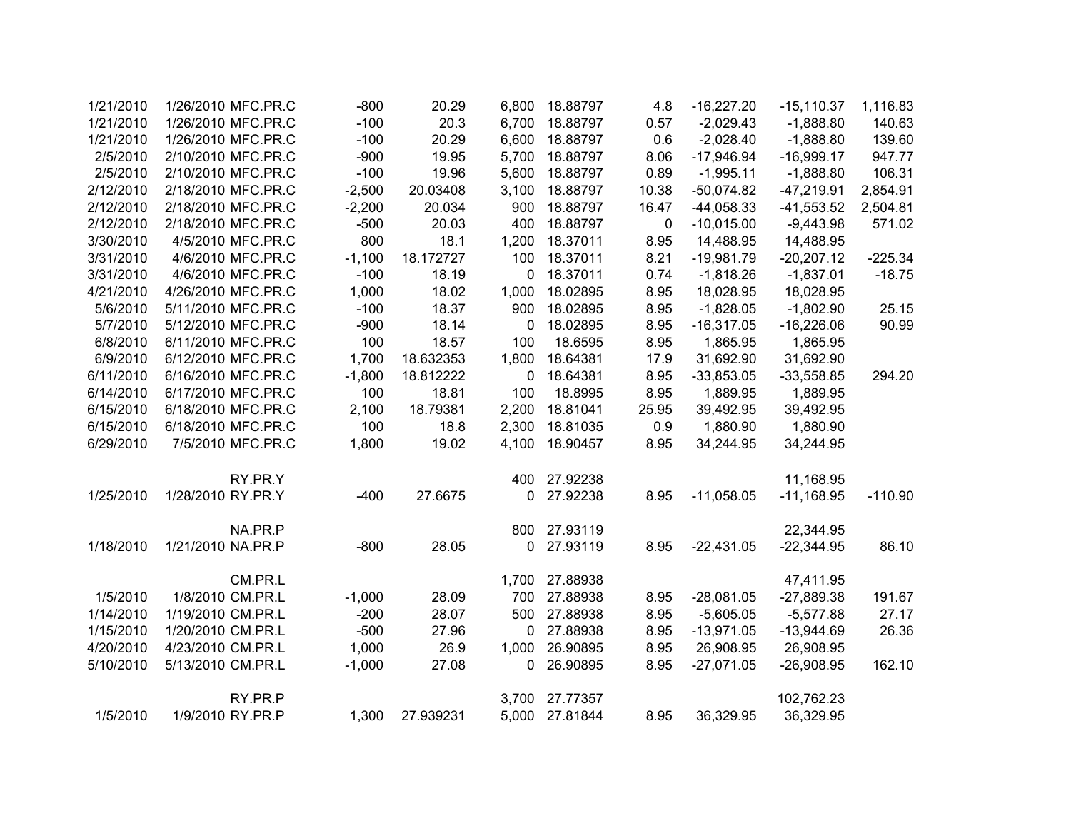|  |  |  |  |  |  |  |  |  |  |  |
|---|---|---|---|---|---|---|---|---|---|---|
| 1/21/2010 | 1/26/2010 | MFC.PR.C | -800 | 20.29 | 6,800 | 18.88797 | 4.8 | -16,227.20 | -15,110.37 | 1,116.83 |
| 1/21/2010 | 1/26/2010 | MFC.PR.C | -100 | 20.3 | 6,700 | 18.88797 | 0.57 | -2,029.43 | -1,888.80 | 140.63 |
| 1/21/2010 | 1/26/2010 | MFC.PR.C | -100 | 20.29 | 6,600 | 18.88797 | 0.6 | -2,028.40 | -1,888.80 | 139.60 |
| 2/5/2010 | 2/10/2010 | MFC.PR.C | -900 | 19.95 | 5,700 | 18.88797 | 8.06 | -17,946.94 | -16,999.17 | 947.77 |
| 2/5/2010 | 2/10/2010 | MFC.PR.C | -100 | 19.96 | 5,600 | 18.88797 | 0.89 | -1,995.11 | -1,888.80 | 106.31 |
| 2/12/2010 | 2/18/2010 | MFC.PR.C | -2,500 | 20.03408 | 3,100 | 18.88797 | 10.38 | -50,074.82 | -47,219.91 | 2,854.91 |
| 2/12/2010 | 2/18/2010 | MFC.PR.C | -2,200 | 20.034 | 900 | 18.88797 | 16.47 | -44,058.33 | -41,553.52 | 2,504.81 |
| 2/12/2010 | 2/18/2010 | MFC.PR.C | -500 | 20.03 | 400 | 18.88797 | 0 | -10,015.00 | -9,443.98 | 571.02 |
| 3/30/2010 | 4/5/2010 | MFC.PR.C | 800 | 18.1 | 1,200 | 18.37011 | 8.95 | 14,488.95 | 14,488.95 |  |
| 3/31/2010 | 4/6/2010 | MFC.PR.C | -1,100 | 18.172727 | 100 | 18.37011 | 8.21 | -19,981.79 | -20,207.12 | -225.34 |
| 3/31/2010 | 4/6/2010 | MFC.PR.C | -100 | 18.19 | 0 | 18.37011 | 0.74 | -1,818.26 | -1,837.01 | -18.75 |
| 4/21/2010 | 4/26/2010 | MFC.PR.C | 1,000 | 18.02 | 1,000 | 18.02895 | 8.95 | 18,028.95 | 18,028.95 |  |
| 5/6/2010 | 5/11/2010 | MFC.PR.C | -100 | 18.37 | 900 | 18.02895 | 8.95 | -1,828.05 | -1,802.90 | 25.15 |
| 5/7/2010 | 5/12/2010 | MFC.PR.C | -900 | 18.14 | 0 | 18.02895 | 8.95 | -16,317.05 | -16,226.06 | 90.99 |
| 6/8/2010 | 6/11/2010 | MFC.PR.C | 100 | 18.57 | 100 | 18.6595 | 8.95 | 1,865.95 | 1,865.95 |  |
| 6/9/2010 | 6/12/2010 | MFC.PR.C | 1,700 | 18.632353 | 1,800 | 18.64381 | 17.9 | 31,692.90 | 31,692.90 |  |
| 6/11/2010 | 6/16/2010 | MFC.PR.C | -1,800 | 18.812222 | 0 | 18.64381 | 8.95 | -33,853.05 | -33,558.85 | 294.20 |
| 6/14/2010 | 6/17/2010 | MFC.PR.C | 100 | 18.81 | 100 | 18.8995 | 8.95 | 1,889.95 | 1,889.95 |  |
| 6/15/2010 | 6/18/2010 | MFC.PR.C | 2,100 | 18.79381 | 2,200 | 18.81041 | 25.95 | 39,492.95 | 39,492.95 |  |
| 6/15/2010 | 6/18/2010 | MFC.PR.C | 100 | 18.8 | 2,300 | 18.81035 | 0.9 | 1,880.90 | 1,880.90 |  |
| 6/29/2010 | 7/5/2010 | MFC.PR.C | 1,800 | 19.02 | 4,100 | 18.90457 | 8.95 | 34,244.95 | 34,244.95 |  |
|  |  |  |  |  |  |  |  |  |  |  |
|  |  | RY.PR.Y |  |  | 400 | 27.92238 |  |  | 11,168.95 |  |
| 1/25/2010 | 1/28/2010 | RY.PR.Y | -400 | 27.6675 | 0 | 27.92238 | 8.95 | -11,058.05 | -11,168.95 | -110.90 |
|  |  |  |  |  |  |  |  |  |  |  |
|  |  | NA.PR.P |  |  | 800 | 27.93119 |  |  | 22,344.95 |  |
| 1/18/2010 | 1/21/2010 | NA.PR.P | -800 | 28.05 | 0 | 27.93119 | 8.95 | -22,431.05 | -22,344.95 | 86.10 |
|  |  |  |  |  |  |  |  |  |  |  |
|  |  | CM.PR.L |  |  | 1,700 | 27.88938 |  |  | 47,411.95 |  |
| 1/5/2010 | 1/8/2010 | CM.PR.L | -1,000 | 28.09 | 700 | 27.88938 | 8.95 | -28,081.05 | -27,889.38 | 191.67 |
| 1/14/2010 | 1/19/2010 | CM.PR.L | -200 | 28.07 | 500 | 27.88938 | 8.95 | -5,605.05 | -5,577.88 | 27.17 |
| 1/15/2010 | 1/20/2010 | CM.PR.L | -500 | 27.96 | 0 | 27.88938 | 8.95 | -13,971.05 | -13,944.69 | 26.36 |
| 4/20/2010 | 4/23/2010 | CM.PR.L | 1,000 | 26.9 | 1,000 | 26.90895 | 8.95 | 26,908.95 | 26,908.95 |  |
| 5/10/2010 | 5/13/2010 | CM.PR.L | -1,000 | 27.08 | 0 | 26.90895 | 8.95 | -27,071.05 | -26,908.95 | 162.10 |
|  |  |  |  |  |  |  |  |  |  |  |
|  |  | RY.PR.P |  |  | 3,700 | 27.77357 |  |  | 102,762.23 |  |
| 1/5/2010 | 1/9/2010 | RY.PR.P | 1,300 | 27.939231 | 5,000 | 27.81844 | 8.95 | 36,329.95 | 36,329.95 |  |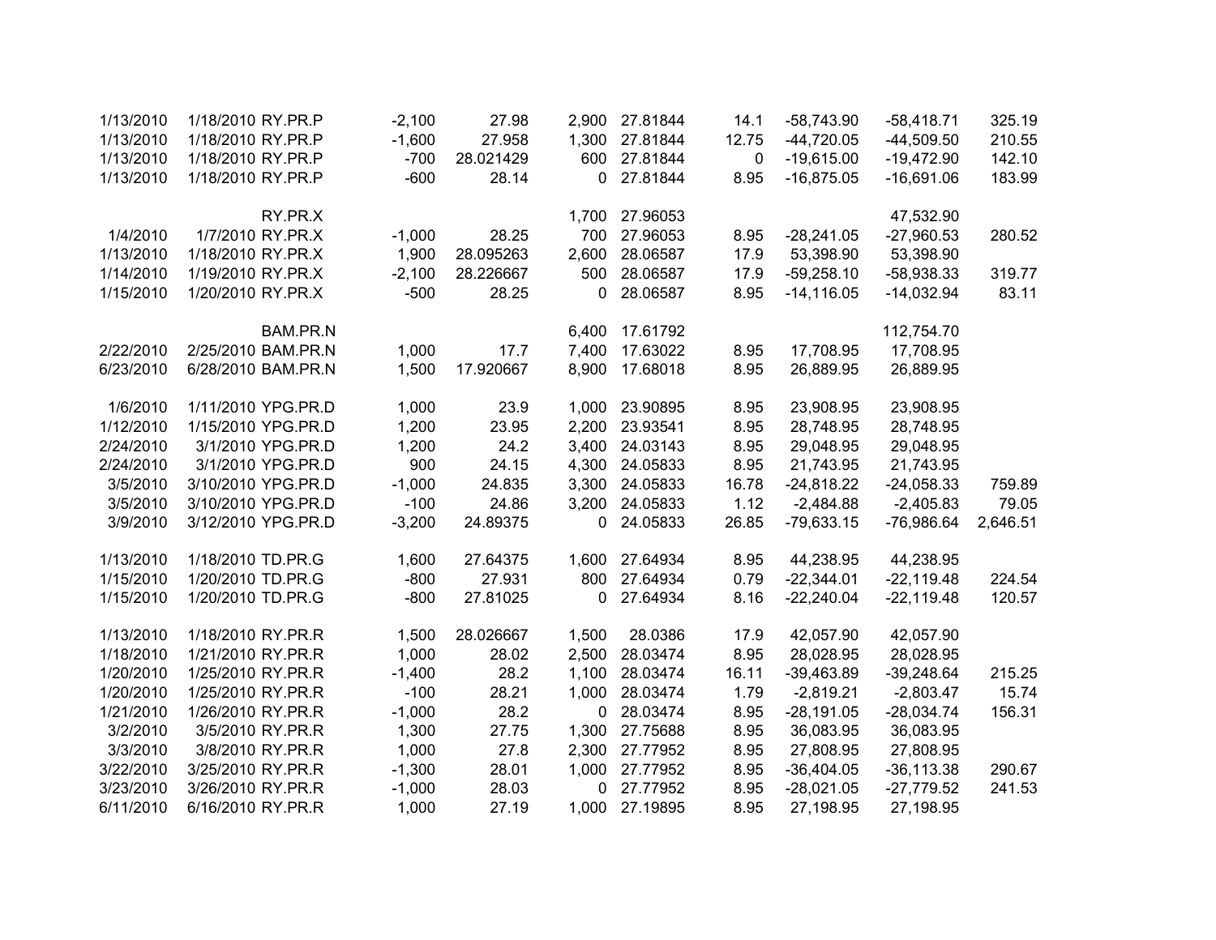| | | | | | | | | | | |
|---|---|---|---|---|---|---|---|---|---|---|
| 1/13/2010 | 1/18/2010 | RY.PR.P | -2,100 | 27.98 | 2,900 | 27.81844 | 14.1 | -58,743.90 | -58,418.71 | 325.19 |
| 1/13/2010 | 1/18/2010 | RY.PR.P | -1,600 | 27.958 | 1,300 | 27.81844 | 12.75 | -44,720.05 | -44,509.50 | 210.55 |
| 1/13/2010 | 1/18/2010 | RY.PR.P | -700 | 28.021429 | 600 | 27.81844 | 0 | -19,615.00 | -19,472.90 | 142.10 |
| 1/13/2010 | 1/18/2010 | RY.PR.P | -600 | 28.14 | 0 | 27.81844 | 8.95 | -16,875.05 | -16,691.06 | 183.99 |
| | | | | | | | | | | |
| | | RY.PR.X | | | 1,700 | 27.96053 | | | 47,532.90 | |
| 1/4/2010 | 1/7/2010 | RY.PR.X | -1,000 | 28.25 | 700 | 27.96053 | 8.95 | -28,241.05 | -27,960.53 | 280.52 |
| 1/13/2010 | 1/18/2010 | RY.PR.X | 1,900 | 28.095263 | 2,600 | 28.06587 | 17.9 | 53,398.90 | 53,398.90 | |
| 1/14/2010 | 1/19/2010 | RY.PR.X | -2,100 | 28.226667 | 500 | 28.06587 | 17.9 | -59,258.10 | -58,938.33 | 319.77 |
| 1/15/2010 | 1/20/2010 | RY.PR.X | -500 | 28.25 | 0 | 28.06587 | 8.95 | -14,116.05 | -14,032.94 | 83.11 |
| | | | | | | | | | | |
| | | BAM.PR.N | | | 6,400 | 17.61792 | | | 112,754.70 | |
| 2/22/2010 | 2/25/2010 | BAM.PR.N | 1,000 | 17.7 | 7,400 | 17.63022 | 8.95 | 17,708.95 | 17,708.95 | |
| 6/23/2010 | 6/28/2010 | BAM.PR.N | 1,500 | 17.920667 | 8,900 | 17.68018 | 8.95 | 26,889.95 | 26,889.95 | |
| | | | | | | | | | | |
| 1/6/2010 | 1/11/2010 | YPG.PR.D | 1,000 | 23.9 | 1,000 | 23.90895 | 8.95 | 23,908.95 | 23,908.95 | |
| 1/12/2010 | 1/15/2010 | YPG.PR.D | 1,200 | 23.95 | 2,200 | 23.93541 | 8.95 | 28,748.95 | 28,748.95 | |
| 2/24/2010 | 3/1/2010 | YPG.PR.D | 1,200 | 24.2 | 3,400 | 24.03143 | 8.95 | 29,048.95 | 29,048.95 | |
| 2/24/2010 | 3/1/2010 | YPG.PR.D | 900 | 24.15 | 4,300 | 24.05833 | 8.95 | 21,743.95 | 21,743.95 | |
| 3/5/2010 | 3/10/2010 | YPG.PR.D | -1,000 | 24.835 | 3,300 | 24.05833 | 16.78 | -24,818.22 | -24,058.33 | 759.89 |
| 3/5/2010 | 3/10/2010 | YPG.PR.D | -100 | 24.86 | 3,200 | 24.05833 | 1.12 | -2,484.88 | -2,405.83 | 79.05 |
| 3/9/2010 | 3/12/2010 | YPG.PR.D | -3,200 | 24.89375 | 0 | 24.05833 | 26.85 | -79,633.15 | -76,986.64 | 2,646.51 |
| | | | | | | | | | | |
| 1/13/2010 | 1/18/2010 | TD.PR.G | 1,600 | 27.64375 | 1,600 | 27.64934 | 8.95 | 44,238.95 | 44,238.95 | |
| 1/15/2010 | 1/20/2010 | TD.PR.G | -800 | 27.931 | 800 | 27.64934 | 0.79 | -22,344.01 | -22,119.48 | 224.54 |
| 1/15/2010 | 1/20/2010 | TD.PR.G | -800 | 27.81025 | 0 | 27.64934 | 8.16 | -22,240.04 | -22,119.48 | 120.57 |
| | | | | | | | | | | |
| 1/13/2010 | 1/18/2010 | RY.PR.R | 1,500 | 28.026667 | 1,500 | 28.0386 | 17.9 | 42,057.90 | 42,057.90 | |
| 1/18/2010 | 1/21/2010 | RY.PR.R | 1,000 | 28.02 | 2,500 | 28.03474 | 8.95 | 28,028.95 | 28,028.95 | |
| 1/20/2010 | 1/25/2010 | RY.PR.R | -1,400 | 28.2 | 1,100 | 28.03474 | 16.11 | -39,463.89 | -39,248.64 | 215.25 |
| 1/20/2010 | 1/25/2010 | RY.PR.R | -100 | 28.21 | 1,000 | 28.03474 | 1.79 | -2,819.21 | -2,803.47 | 15.74 |
| 1/21/2010 | 1/26/2010 | RY.PR.R | -1,000 | 28.2 | 0 | 28.03474 | 8.95 | -28,191.05 | -28,034.74 | 156.31 |
| 3/2/2010 | 3/5/2010 | RY.PR.R | 1,300 | 27.75 | 1,300 | 27.75688 | 8.95 | 36,083.95 | 36,083.95 | |
| 3/3/2010 | 3/8/2010 | RY.PR.R | 1,000 | 27.8 | 2,300 | 27.77952 | 8.95 | 27,808.95 | 27,808.95 | |
| 3/22/2010 | 3/25/2010 | RY.PR.R | -1,300 | 28.01 | 1,000 | 27.77952 | 8.95 | -36,404.05 | -36,113.38 | 290.67 |
| 3/23/2010 | 3/26/2010 | RY.PR.R | -1,000 | 28.03 | 0 | 27.77952 | 8.95 | -28,021.05 | -27,779.52 | 241.53 |
| 6/11/2010 | 6/16/2010 | RY.PR.R | 1,000 | 27.19 | 1,000 | 27.19895 | 8.95 | 27,198.95 | 27,198.95 | |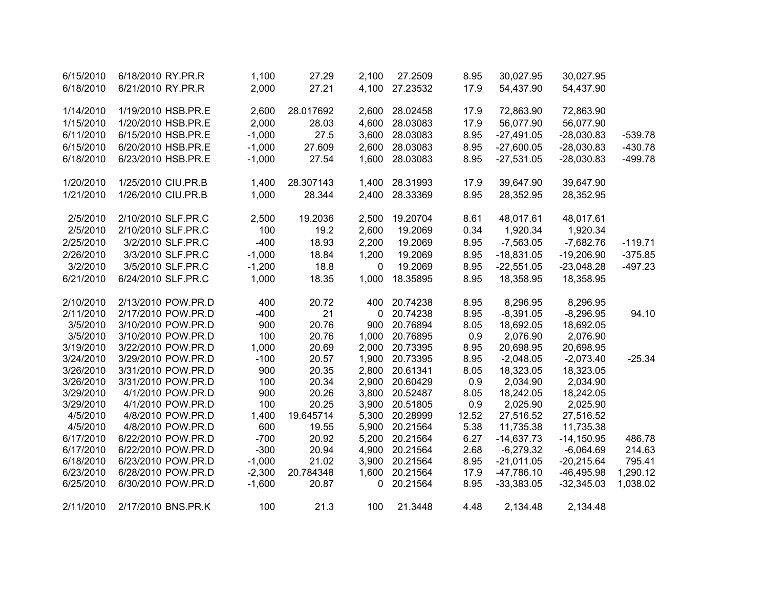| | | | | | | | | | | |
|---|---|---|---|---|---|---|---|---|---|---|
| 6/15/2010 | 6/18/2010 | RY.PR.R | 1,100 | 27.29 | 2,100 | 27.2509 | 8.95 | 30,027.95 | 30,027.95 | |
| 6/18/2010 | 6/21/2010 | RY.PR.R | 2,000 | 27.21 | 4,100 | 27.23532 | 17.9 | 54,437.90 | 54,437.90 | |
| | | | | | | | | | | |
| 1/14/2010 | 1/19/2010 | HSB.PR.E | 2,600 | 28.017692 | 2,600 | 28.02458 | 17.9 | 72,863.90 | 72,863.90 | |
| 1/15/2010 | 1/20/2010 | HSB.PR.E | 2,000 | 28.03 | 4,600 | 28.03083 | 17.9 | 56,077.90 | 56,077.90 | |
| 6/11/2010 | 6/15/2010 | HSB.PR.E | -1,000 | 27.5 | 3,600 | 28.03083 | 8.95 | -27,491.05 | -28,030.83 | -539.78 |
| 6/15/2010 | 6/20/2010 | HSB.PR.E | -1,000 | 27.609 | 2,600 | 28.03083 | 8.95 | -27,600.05 | -28,030.83 | -430.78 |
| 6/18/2010 | 6/23/2010 | HSB.PR.E | -1,000 | 27.54 | 1,600 | 28.03083 | 8.95 | -27,531.05 | -28,030.83 | -499.78 |
| | | | | | | | | | | |
| 1/20/2010 | 1/25/2010 | CIU.PR.B | 1,400 | 28.307143 | 1,400 | 28.31993 | 17.9 | 39,647.90 | 39,647.90 | |
| 1/21/2010 | 1/26/2010 | CIU.PR.B | 1,000 | 28.344 | 2,400 | 28.33369 | 8.95 | 28,352.95 | 28,352.95 | |
| | | | | | | | | | | |
| 2/5/2010 | 2/10/2010 | SLF.PR.C | 2,500 | 19.2036 | 2,500 | 19.20704 | 8.61 | 48,017.61 | 48,017.61 | |
| 2/5/2010 | 2/10/2010 | SLF.PR.C | 100 | 19.2 | 2,600 | 19.2069 | 0.34 | 1,920.34 | 1,920.34 | |
| 2/25/2010 | 3/2/2010 | SLF.PR.C | -400 | 18.93 | 2,200 | 19.2069 | 8.95 | -7,563.05 | -7,682.76 | -119.71 |
| 2/26/2010 | 3/3/2010 | SLF.PR.C | -1,000 | 18.84 | 1,200 | 19.2069 | 8.95 | -18,831.05 | -19,206.90 | -375.85 |
| 3/2/2010 | 3/5/2010 | SLF.PR.C | -1,200 | 18.8 | 0 | 19.2069 | 8.95 | -22,551.05 | -23,048.28 | -497.23 |
| 6/21/2010 | 6/24/2010 | SLF.PR.C | 1,000 | 18.35 | 1,000 | 18.35895 | 8.95 | 18,358.95 | 18,358.95 | |
| | | | | | | | | | | |
| 2/10/2010 | 2/13/2010 | POW.PR.D | 400 | 20.72 | 400 | 20.74238 | 8.95 | 8,296.95 | 8,296.95 | |
| 2/11/2010 | 2/17/2010 | POW.PR.D | -400 | 21 | 0 | 20.74238 | 8.95 | -8,391.05 | -8,296.95 | 94.10 |
| 3/5/2010 | 3/10/2010 | POW.PR.D | 900 | 20.76 | 900 | 20.76894 | 8.05 | 18,692.05 | 18,692.05 | |
| 3/5/2010 | 3/10/2010 | POW.PR.D | 100 | 20.76 | 1,000 | 20.76895 | 0.9 | 2,076.90 | 2,076.90 | |
| 3/19/2010 | 3/22/2010 | POW.PR.D | 1,000 | 20.69 | 2,000 | 20.73395 | 8.95 | 20,698.95 | 20,698.95 | |
| 3/24/2010 | 3/29/2010 | POW.PR.D | -100 | 20.57 | 1,900 | 20.73395 | 8.95 | -2,048.05 | -2,073.40 | -25.34 |
| 3/26/2010 | 3/31/2010 | POW.PR.D | 900 | 20.35 | 2,800 | 20.61341 | 8.05 | 18,323.05 | 18,323.05 | |
| 3/26/2010 | 3/31/2010 | POW.PR.D | 100 | 20.34 | 2,900 | 20.60429 | 0.9 | 2,034.90 | 2,034.90 | |
| 3/29/2010 | 4/1/2010 | POW.PR.D | 900 | 20.26 | 3,800 | 20.52487 | 8.05 | 18,242.05 | 18,242.05 | |
| 3/29/2010 | 4/1/2010 | POW.PR.D | 100 | 20.25 | 3,900 | 20.51805 | 0.9 | 2,025.90 | 2,025.90 | |
| 4/5/2010 | 4/8/2010 | POW.PR.D | 1,400 | 19.645714 | 5,300 | 20.28999 | 12.52 | 27,516.52 | 27,516.52 | |
| 4/5/2010 | 4/8/2010 | POW.PR.D | 600 | 19.55 | 5,900 | 20.21564 | 5.38 | 11,735.38 | 11,735.38 | |
| 6/17/2010 | 6/22/2010 | POW.PR.D | -700 | 20.92 | 5,200 | 20.21564 | 6.27 | -14,637.73 | -14,150.95 | 486.78 |
| 6/17/2010 | 6/22/2010 | POW.PR.D | -300 | 20.94 | 4,900 | 20.21564 | 2.68 | -6,279.32 | -6,064.69 | 214.63 |
| 6/18/2010 | 6/23/2010 | POW.PR.D | -1,000 | 21.02 | 3,900 | 20.21564 | 8.95 | -21,011.05 | -20,215.64 | 795.41 |
| 6/23/2010 | 6/28/2010 | POW.PR.D | -2,300 | 20.784348 | 1,600 | 20.21564 | 17.9 | -47,786.10 | -46,495.98 | 1,290.12 |
| 6/25/2010 | 6/30/2010 | POW.PR.D | -1,600 | 20.87 | 0 | 20.21564 | 8.95 | -33,383.05 | -32,345.03 | 1,038.02 |
| | | | | | | | | | | |
| 2/11/2010 | 2/17/2010 | BNS.PR.K | 100 | 21.3 | 100 | 21.3448 | 4.48 | 2,134.48 | 2,134.48 | |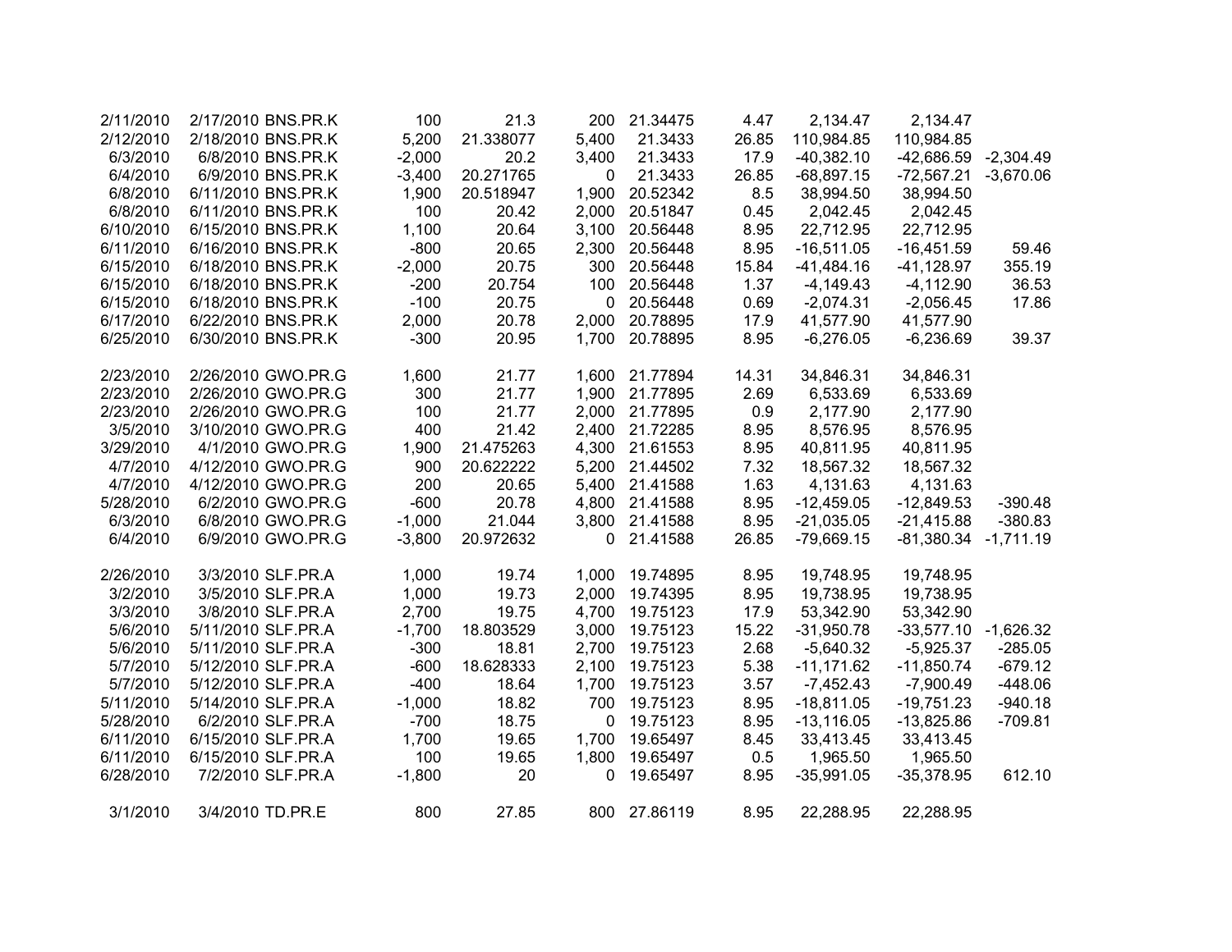| | | | | | | | | | | |
|---|---|---|---|---|---|---|---|---|---|---|
| 2/11/2010 | 2/17/2010 | BNS.PR.K | 100 | 21.3 | 200 | 21.34475 | 4.47 | 2,134.47 | 2,134.47 | |
| 2/12/2010 | 2/18/2010 | BNS.PR.K | 5,200 | 21.338077 | 5,400 | 21.3433 | 26.85 | 110,984.85 | 110,984.85 | |
| 6/3/2010 | 6/8/2010 | BNS.PR.K | -2,000 | 20.2 | 3,400 | 21.3433 | 17.9 | -40,382.10 | -42,686.59 | -2,304.49 |
| 6/4/2010 | 6/9/2010 | BNS.PR.K | -3,400 | 20.271765 | 0 | 21.3433 | 26.85 | -68,897.15 | -72,567.21 | -3,670.06 |
| 6/8/2010 | 6/11/2010 | BNS.PR.K | 1,900 | 20.518947 | 1,900 | 20.52342 | 8.5 | 38,994.50 | 38,994.50 | |
| 6/8/2010 | 6/11/2010 | BNS.PR.K | 100 | 20.42 | 2,000 | 20.51847 | 0.45 | 2,042.45 | 2,042.45 | |
| 6/10/2010 | 6/15/2010 | BNS.PR.K | 1,100 | 20.64 | 3,100 | 20.56448 | 8.95 | 22,712.95 | 22,712.95 | |
| 6/11/2010 | 6/16/2010 | BNS.PR.K | -800 | 20.65 | 2,300 | 20.56448 | 8.95 | -16,511.05 | -16,451.59 | 59.46 |
| 6/15/2010 | 6/18/2010 | BNS.PR.K | -2,000 | 20.75 | 300 | 20.56448 | 15.84 | -41,484.16 | -41,128.97 | 355.19 |
| 6/15/2010 | 6/18/2010 | BNS.PR.K | -200 | 20.754 | 100 | 20.56448 | 1.37 | -4,149.43 | -4,112.90 | 36.53 |
| 6/15/2010 | 6/18/2010 | BNS.PR.K | -100 | 20.75 | 0 | 20.56448 | 0.69 | -2,074.31 | -2,056.45 | 17.86 |
| 6/17/2010 | 6/22/2010 | BNS.PR.K | 2,000 | 20.78 | 2,000 | 20.78895 | 17.9 | 41,577.90 | 41,577.90 | |
| 6/25/2010 | 6/30/2010 | BNS.PR.K | -300 | 20.95 | 1,700 | 20.78895 | 8.95 | -6,276.05 | -6,236.69 | 39.37 |
| | | | | | | | | | | |
| 2/23/2010 | 2/26/2010 | GWO.PR.G | 1,600 | 21.77 | 1,600 | 21.77894 | 14.31 | 34,846.31 | 34,846.31 | |
| 2/23/2010 | 2/26/2010 | GWO.PR.G | 300 | 21.77 | 1,900 | 21.77895 | 2.69 | 6,533.69 | 6,533.69 | |
| 2/23/2010 | 2/26/2010 | GWO.PR.G | 100 | 21.77 | 2,000 | 21.77895 | 0.9 | 2,177.90 | 2,177.90 | |
| 3/5/2010 | 3/10/2010 | GWO.PR.G | 400 | 21.42 | 2,400 | 21.72285 | 8.95 | 8,576.95 | 8,576.95 | |
| 3/29/2010 | 4/1/2010 | GWO.PR.G | 1,900 | 21.475263 | 4,300 | 21.61553 | 8.95 | 40,811.95 | 40,811.95 | |
| 4/7/2010 | 4/12/2010 | GWO.PR.G | 900 | 20.622222 | 5,200 | 21.44502 | 7.32 | 18,567.32 | 18,567.32 | |
| 4/7/2010 | 4/12/2010 | GWO.PR.G | 200 | 20.65 | 5,400 | 21.41588 | 1.63 | 4,131.63 | 4,131.63 | |
| 5/28/2010 | 6/2/2010 | GWO.PR.G | -600 | 20.78 | 4,800 | 21.41588 | 8.95 | -12,459.05 | -12,849.53 | -390.48 |
| 6/3/2010 | 6/8/2010 | GWO.PR.G | -1,000 | 21.044 | 3,800 | 21.41588 | 8.95 | -21,035.05 | -21,415.88 | -380.83 |
| 6/4/2010 | 6/9/2010 | GWO.PR.G | -3,800 | 20.972632 | 0 | 21.41588 | 26.85 | -79,669.15 | -81,380.34 | -1,711.19 |
| | | | | | | | | | | |
| 2/26/2010 | 3/3/2010 | SLF.PR.A | 1,000 | 19.74 | 1,000 | 19.74895 | 8.95 | 19,748.95 | 19,748.95 | |
| 3/2/2010 | 3/5/2010 | SLF.PR.A | 1,000 | 19.73 | 2,000 | 19.74395 | 8.95 | 19,738.95 | 19,738.95 | |
| 3/3/2010 | 3/8/2010 | SLF.PR.A | 2,700 | 19.75 | 4,700 | 19.75123 | 17.9 | 53,342.90 | 53,342.90 | |
| 5/6/2010 | 5/11/2010 | SLF.PR.A | -1,700 | 18.803529 | 3,000 | 19.75123 | 15.22 | -31,950.78 | -33,577.10 | -1,626.32 |
| 5/6/2010 | 5/11/2010 | SLF.PR.A | -300 | 18.81 | 2,700 | 19.75123 | 2.68 | -5,640.32 | -5,925.37 | -285.05 |
| 5/7/2010 | 5/12/2010 | SLF.PR.A | -600 | 18.628333 | 2,100 | 19.75123 | 5.38 | -11,171.62 | -11,850.74 | -679.12 |
| 5/7/2010 | 5/12/2010 | SLF.PR.A | -400 | 18.64 | 1,700 | 19.75123 | 3.57 | -7,452.43 | -7,900.49 | -448.06 |
| 5/11/2010 | 5/14/2010 | SLF.PR.A | -1,000 | 18.82 | 700 | 19.75123 | 8.95 | -18,811.05 | -19,751.23 | -940.18 |
| 5/28/2010 | 6/2/2010 | SLF.PR.A | -700 | 18.75 | 0 | 19.75123 | 8.95 | -13,116.05 | -13,825.86 | -709.81 |
| 6/11/2010 | 6/15/2010 | SLF.PR.A | 1,700 | 19.65 | 1,700 | 19.65497 | 8.45 | 33,413.45 | 33,413.45 | |
| 6/11/2010 | 6/15/2010 | SLF.PR.A | 100 | 19.65 | 1,800 | 19.65497 | 0.5 | 1,965.50 | 1,965.50 | |
| 6/28/2010 | 7/2/2010 | SLF.PR.A | -1,800 | 20 | 0 | 19.65497 | 8.95 | -35,991.05 | -35,378.95 | 612.10 |
| | | | | | | | | | | |
| 3/1/2010 | 3/4/2010 | TD.PR.E | 800 | 27.85 | 800 | 27.86119 | 8.95 | 22,288.95 | 22,288.95 | |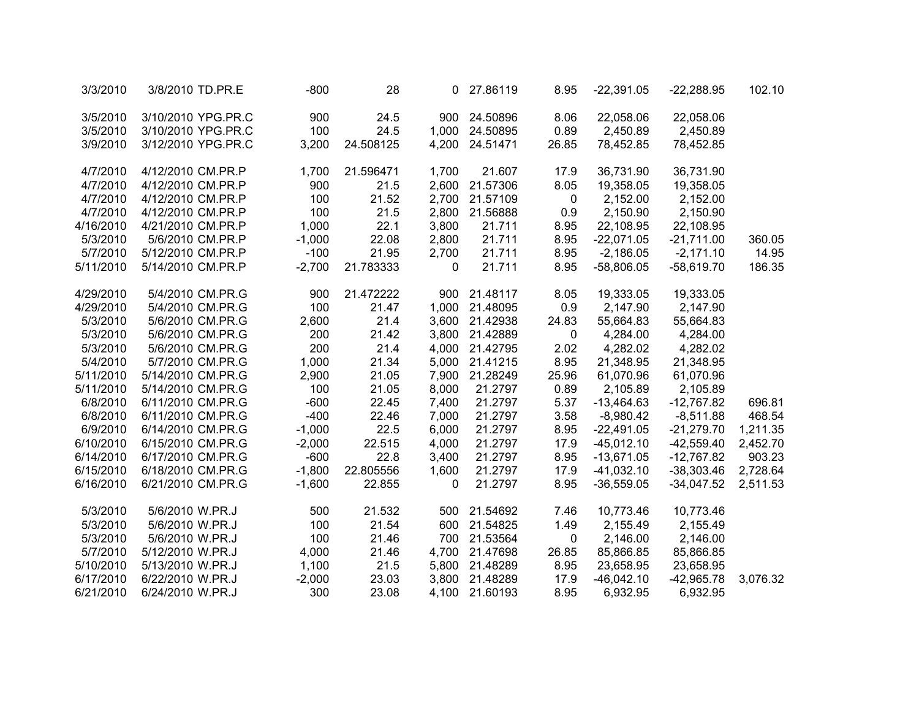| | | | | | | | | | | |
|---|---|---|---|---|---|---|---|---|---|---|
| 3/3/2010 | 3/8/2010 | TD.PR.E | -800 | 28 | 0 | 27.86119 | 8.95 | -22,391.05 | -22,288.95 | 102.10 |
| | | | | | | | | | | |
| 3/5/2010 | 3/10/2010 | YPG.PR.C | 900 | 24.5 | 900 | 24.50896 | 8.06 | 22,058.06 | 22,058.06 | |
| 3/5/2010 | 3/10/2010 | YPG.PR.C | 100 | 24.5 | 1,000 | 24.50895 | 0.89 | 2,450.89 | 2,450.89 | |
| 3/9/2010 | 3/12/2010 | YPG.PR.C | 3,200 | 24.508125 | 4,200 | 24.51471 | 26.85 | 78,452.85 | 78,452.85 | |
| | | | | | | | | | | |
| 4/7/2010 | 4/12/2010 | CM.PR.P | 1,700 | 21.596471 | 1,700 | 21.607 | 17.9 | 36,731.90 | 36,731.90 | |
| 4/7/2010 | 4/12/2010 | CM.PR.P | 900 | 21.5 | 2,600 | 21.57306 | 8.05 | 19,358.05 | 19,358.05 | |
| 4/7/2010 | 4/12/2010 | CM.PR.P | 100 | 21.52 | 2,700 | 21.57109 | 0 | 2,152.00 | 2,152.00 | |
| 4/7/2010 | 4/12/2010 | CM.PR.P | 100 | 21.5 | 2,800 | 21.56888 | 0.9 | 2,150.90 | 2,150.90 | |
| 4/16/2010 | 4/21/2010 | CM.PR.P | 1,000 | 22.1 | 3,800 | 21.711 | 8.95 | 22,108.95 | 22,108.95 | |
| 5/3/2010 | 5/6/2010 | CM.PR.P | -1,000 | 22.08 | 2,800 | 21.711 | 8.95 | -22,071.05 | -21,711.00 | 360.05 |
| 5/7/2010 | 5/12/2010 | CM.PR.P | -100 | 21.95 | 2,700 | 21.711 | 8.95 | -2,186.05 | -2,171.10 | 14.95 |
| 5/11/2010 | 5/14/2010 | CM.PR.P | -2,700 | 21.783333 | 0 | 21.711 | 8.95 | -58,806.05 | -58,619.70 | 186.35 |
| | | | | | | | | | | |
| 4/29/2010 | 5/4/2010 | CM.PR.G | 900 | 21.472222 | 900 | 21.48117 | 8.05 | 19,333.05 | 19,333.05 | |
| 4/29/2010 | 5/4/2010 | CM.PR.G | 100 | 21.47 | 1,000 | 21.48095 | 0.9 | 2,147.90 | 2,147.90 | |
| 5/3/2010 | 5/6/2010 | CM.PR.G | 2,600 | 21.4 | 3,600 | 21.42938 | 24.83 | 55,664.83 | 55,664.83 | |
| 5/3/2010 | 5/6/2010 | CM.PR.G | 200 | 21.42 | 3,800 | 21.42889 | 0 | 4,284.00 | 4,284.00 | |
| 5/3/2010 | 5/6/2010 | CM.PR.G | 200 | 21.4 | 4,000 | 21.42795 | 2.02 | 4,282.02 | 4,282.02 | |
| 5/4/2010 | 5/7/2010 | CM.PR.G | 1,000 | 21.34 | 5,000 | 21.41215 | 8.95 | 21,348.95 | 21,348.95 | |
| 5/11/2010 | 5/14/2010 | CM.PR.G | 2,900 | 21.05 | 7,900 | 21.28249 | 25.96 | 61,070.96 | 61,070.96 | |
| 5/11/2010 | 5/14/2010 | CM.PR.G | 100 | 21.05 | 8,000 | 21.2797 | 0.89 | 2,105.89 | 2,105.89 | |
| 6/8/2010 | 6/11/2010 | CM.PR.G | -600 | 22.45 | 7,400 | 21.2797 | 5.37 | -13,464.63 | -12,767.82 | 696.81 |
| 6/8/2010 | 6/11/2010 | CM.PR.G | -400 | 22.46 | 7,000 | 21.2797 | 3.58 | -8,980.42 | -8,511.88 | 468.54 |
| 6/9/2010 | 6/14/2010 | CM.PR.G | -1,000 | 22.5 | 6,000 | 21.2797 | 8.95 | -22,491.05 | -21,279.70 | 1,211.35 |
| 6/10/2010 | 6/15/2010 | CM.PR.G | -2,000 | 22.515 | 4,000 | 21.2797 | 17.9 | -45,012.10 | -42,559.40 | 2,452.70 |
| 6/14/2010 | 6/17/2010 | CM.PR.G | -600 | 22.8 | 3,400 | 21.2797 | 8.95 | -13,671.05 | -12,767.82 | 903.23 |
| 6/15/2010 | 6/18/2010 | CM.PR.G | -1,800 | 22.805556 | 1,600 | 21.2797 | 17.9 | -41,032.10 | -38,303.46 | 2,728.64 |
| 6/16/2010 | 6/21/2010 | CM.PR.G | -1,600 | 22.855 | 0 | 21.2797 | 8.95 | -36,559.05 | -34,047.52 | 2,511.53 |
| | | | | | | | | | | |
| 5/3/2010 | 5/6/2010 | W.PR.J | 500 | 21.532 | 500 | 21.54692 | 7.46 | 10,773.46 | 10,773.46 | |
| 5/3/2010 | 5/6/2010 | W.PR.J | 100 | 21.54 | 600 | 21.54825 | 1.49 | 2,155.49 | 2,155.49 | |
| 5/3/2010 | 5/6/2010 | W.PR.J | 100 | 21.46 | 700 | 21.53564 | 0 | 2,146.00 | 2,146.00 | |
| 5/7/2010 | 5/12/2010 | W.PR.J | 4,000 | 21.46 | 4,700 | 21.47698 | 26.85 | 85,866.85 | 85,866.85 | |
| 5/10/2010 | 5/13/2010 | W.PR.J | 1,100 | 21.5 | 5,800 | 21.48289 | 8.95 | 23,658.95 | 23,658.95 | |
| 6/17/2010 | 6/22/2010 | W.PR.J | -2,000 | 23.03 | 3,800 | 21.48289 | 17.9 | -46,042.10 | -42,965.78 | 3,076.32 |
| 6/21/2010 | 6/24/2010 | W.PR.J | 300 | 23.08 | 4,100 | 21.60193 | 8.95 | 6,932.95 | 6,932.95 | |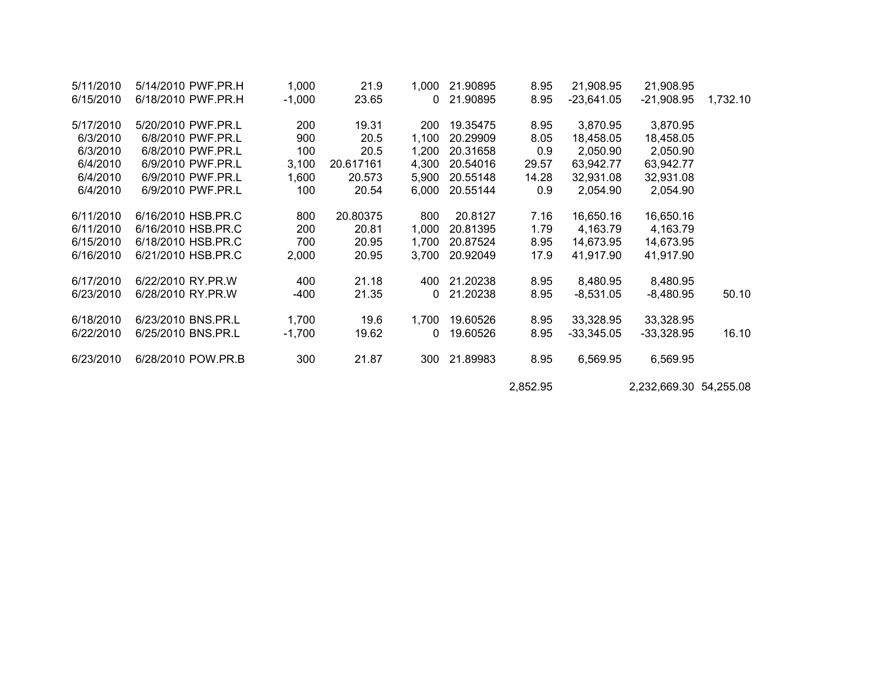| | | | | | | | | | | |
|---|---|---|---|---|---|---|---|---|---|---|
| 5/11/2010 | 5/14/2010 | PWF.PR.H | 1,000 | 21.9 | 1,000 | 21.90895 | 8.95 | 21,908.95 | 21,908.95 | |
| 6/15/2010 | 6/18/2010 | PWF.PR.H | -1,000 | 23.65 | 0 | 21.90895 | 8.95 | -23,641.05 | -21,908.95 | 1,732.10 |
| | | | | | | | | | | |
| 5/17/2010 | 5/20/2010 | PWF.PR.L | 200 | 19.31 | 200 | 19.35475 | 8.95 | 3,870.95 | 3,870.95 | |
| 6/3/2010 | 6/8/2010 | PWF.PR.L | 900 | 20.5 | 1,100 | 20.29909 | 8.05 | 18,458.05 | 18,458.05 | |
| 6/3/2010 | 6/8/2010 | PWF.PR.L | 100 | 20.5 | 1,200 | 20.31658 | 0.9 | 2,050.90 | 2,050.90 | |
| 6/4/2010 | 6/9/2010 | PWF.PR.L | 3,100 | 20.617161 | 4,300 | 20.54016 | 29.57 | 63,942.77 | 63,942.77 | |
| 6/4/2010 | 6/9/2010 | PWF.PR.L | 1,600 | 20.573 | 5,900 | 20.55148 | 14.28 | 32,931.08 | 32,931.08 | |
| 6/4/2010 | 6/9/2010 | PWF.PR.L | 100 | 20.54 | 6,000 | 20.55144 | 0.9 | 2,054.90 | 2,054.90 | |
| | | | | | | | | | | |
| 6/11/2010 | 6/16/2010 | HSB.PR.C | 800 | 20.80375 | 800 | 20.8127 | 7.16 | 16,650.16 | 16,650.16 | |
| 6/11/2010 | 6/16/2010 | HSB.PR.C | 200 | 20.81 | 1,000 | 20.81395 | 1.79 | 4,163.79 | 4,163.79 | |
| 6/15/2010 | 6/18/2010 | HSB.PR.C | 700 | 20.95 | 1,700 | 20.87524 | 8.95 | 14,673.95 | 14,673.95 | |
| 6/16/2010 | 6/21/2010 | HSB.PR.C | 2,000 | 20.95 | 3,700 | 20.92049 | 17.9 | 41,917.90 | 41,917.90 | |
| | | | | | | | | | | |
| 6/17/2010 | 6/22/2010 | RY.PR.W | 400 | 21.18 | 400 | 21.20238 | 8.95 | 8,480.95 | 8,480.95 | |
| 6/23/2010 | 6/28/2010 | RY.PR.W | -400 | 21.35 | 0 | 21.20238 | 8.95 | -8,531.05 | -8,480.95 | 50.10 |
| | | | | | | | | | | |
| 6/18/2010 | 6/23/2010 | BNS.PR.L | 1,700 | 19.6 | 1,700 | 19.60526 | 8.95 | 33,328.95 | 33,328.95 | |
| 6/22/2010 | 6/25/2010 | BNS.PR.L | -1,700 | 19.62 | 0 | 19.60526 | 8.95 | -33,345.05 | -33,328.95 | 16.10 |
| | | | | | | | | | | |
| 6/23/2010 | 6/28/2010 | POW.PR.B | 300 | 21.87 | 300 | 21.89983 | 8.95 | 6,569.95 | 6,569.95 | |
| | | | | | | | | | | |
| | | | | | | | 2,852.95 | | 2,232,669.30 | 54,255.08 |